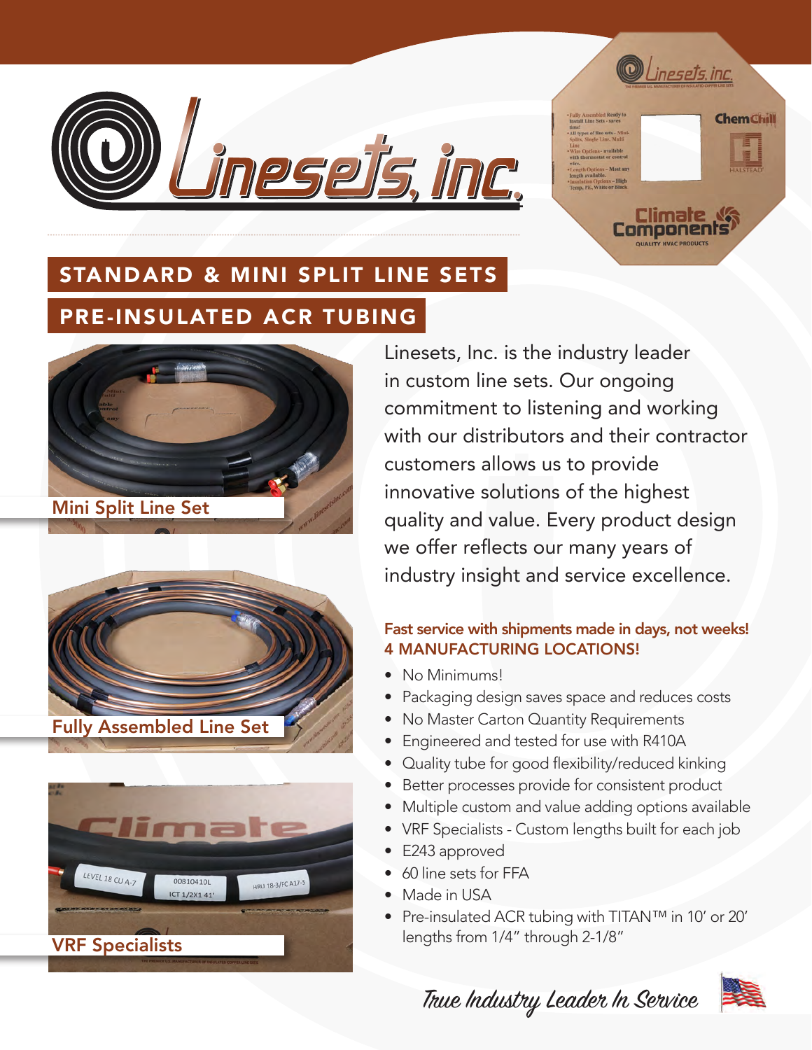# Linesets, inc.

## STANDARD & MINI SPLIT LINE SETS

## PRE-INSULATED ACR TUBING

Mini Split Line Set

Fully Assembled Line Set

VRF Specialists

Linesets, Inc. is the industry leader in custom line sets. Our ongoing commitment to listening and working with our distributors and their contractor customers allows us to provide innovative solutions of the highest quality and value. Every product design we offer reflects our many years of industry insight and service excellence.

**Fast service with shipments made in days, not weeks!**
**4 MANUFACTURING LOCATIONS!**

- No Minimums!
- Packaging design saves space and reduces costs
- No Master Carton Quantity Requirements
- Engineered and tested for use with R410A
- Quality tube for good flexibility/reduced kinking
- Better processes provide for consistent product
- Multiple custom and value adding options available
- VRF Specialists - Custom lengths built for each job
- E243 approved
- 60 line sets for FFA
- Made in USA
- Pre-insulated ACR tubing with TITAN™ in 10′ or 20′ lengths from 1/4″ through 2-1/8″

*True Industry Leader In Service*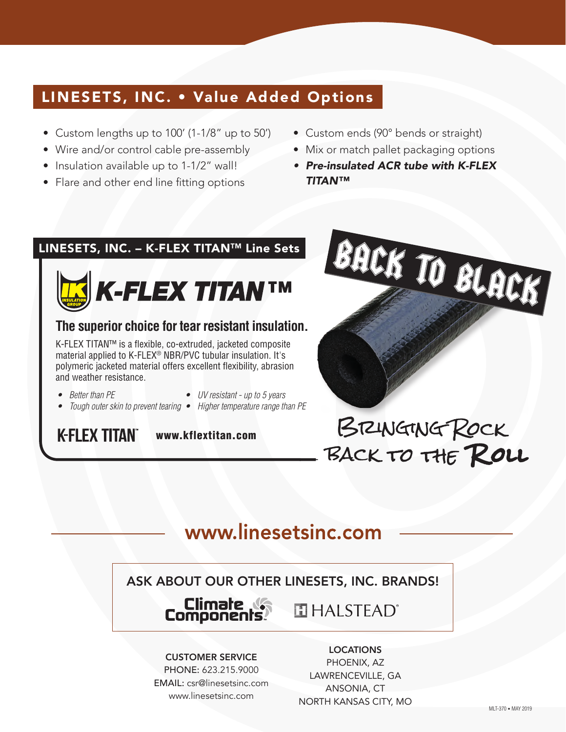## LINESETS, INC. • Value Added Options

- Custom lengths up to 100' (1-1/8" up to 50')
- Wire and/or control cable pre-assembly
- Insulation available up to 1-1/2" wall!
- Flare and other end line fitting options
- Custom ends (90° bends or straight)
- Mix or match pallet packaging options
- ***Pre-insulated ACR tube with K-FLEX TITAN™***

## LINESETS, INC. – K-FLEX TITAN™ Line Sets

# K-FLEX TITAN™

BACK TO BLACK

### The superior choice for tear resistant insulation.

K-FLEX TITAN™ is a flexible, co-extruded, jacketed composite material applied to K-FLEX® NBR/PVC tubular insulation. It's polymeric jacketed material offers excellent flexibility, abrasion and weather resistance.

- *Better than PE*
- *Tough outer skin to prevent tearing*
- *UV resistant - up to 5 years*
- *Higher temperature range than PE*

K-FLEX TITAN™ www.kflextitan.com

Bringing Rock Back to the Roll

## www.linesetsinc.com

ASK ABOUT OUR OTHER LINESETS, INC. BRANDS!

Climate Components™ HALSTEAD®

**CUSTOMER SERVICE**
PHONE: 623.215.9000
EMAIL: csr@linesetsinc.com
www.linesetsinc.com

**LOCATIONS**
PHOENIX, AZ
LAWRENCEVILLE, GA
ANSONIA, CT
NORTH KANSAS CITY, MO

MLT-370 • MAY 2019